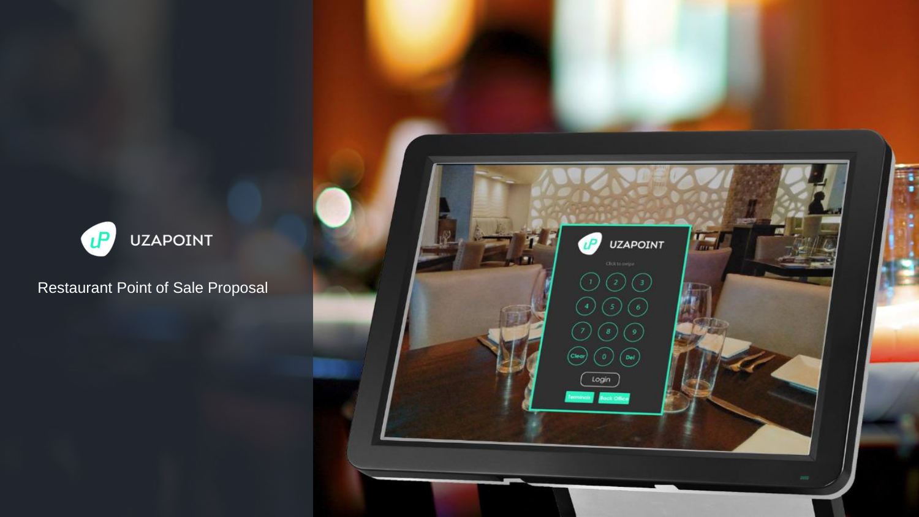# UZAPOINT

Restaurant Point of Sale Proposal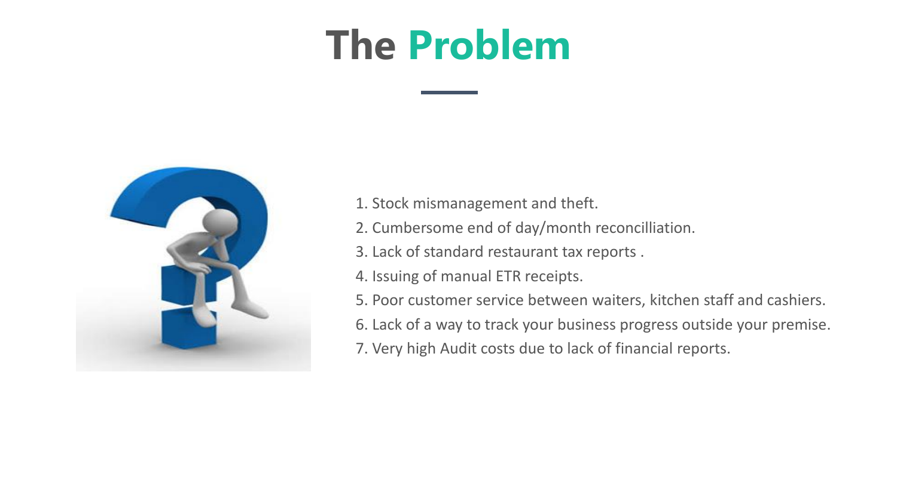# The Problem

1. Stock mismanagement and theft.
2. Cumbersome end of day/month reconcilliation.
3. Lack of standard restaurant tax reports .
4. Issuing of manual ETR receipts.
5. Poor customer service between waiters, kitchen staff and cashiers.
6. Lack of a way to track your business progress outside your premise.
7. Very high Audit costs due to lack of financial reports.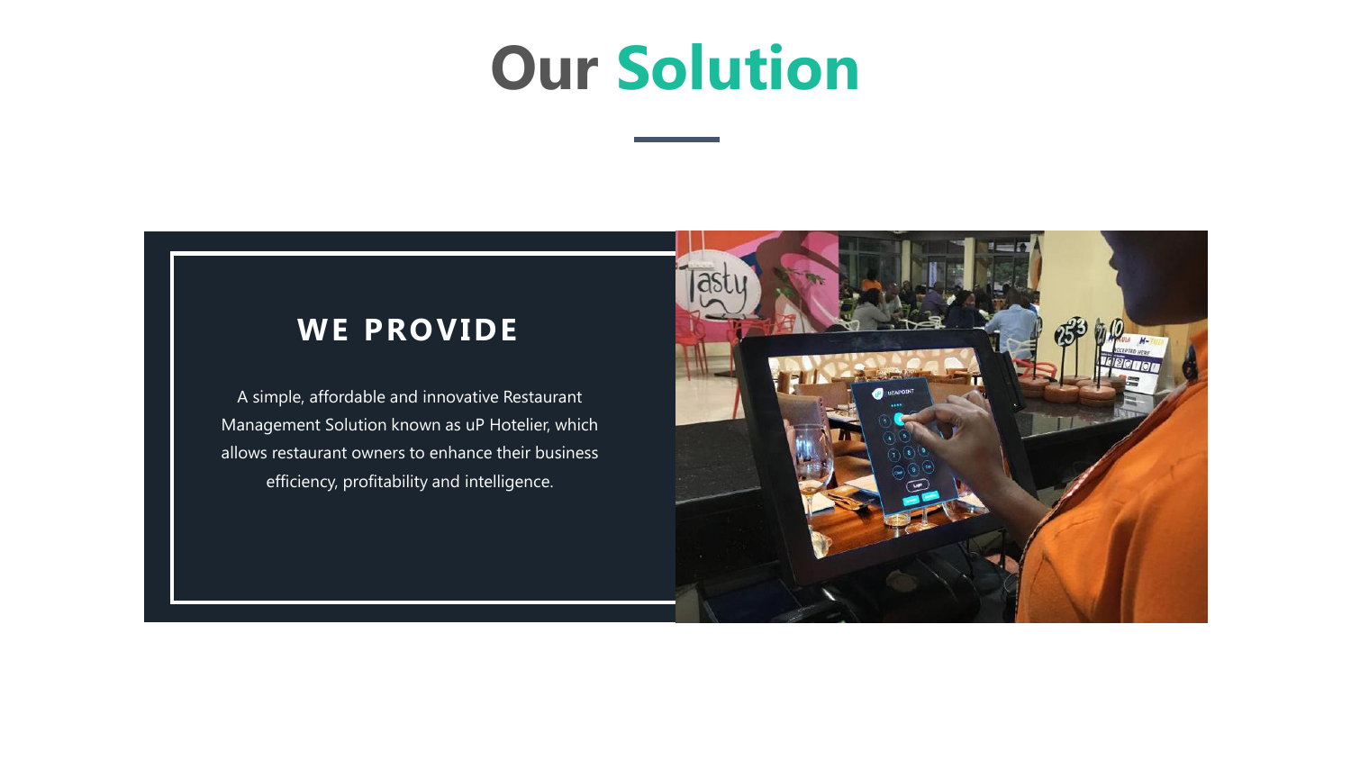# Our Solution

## WE PROVIDE

A simple, affordable and innovative Restaurant Management Solution known as uP Hotelier, which allows restaurant owners to enhance their business efficiency, profitability and intelligence.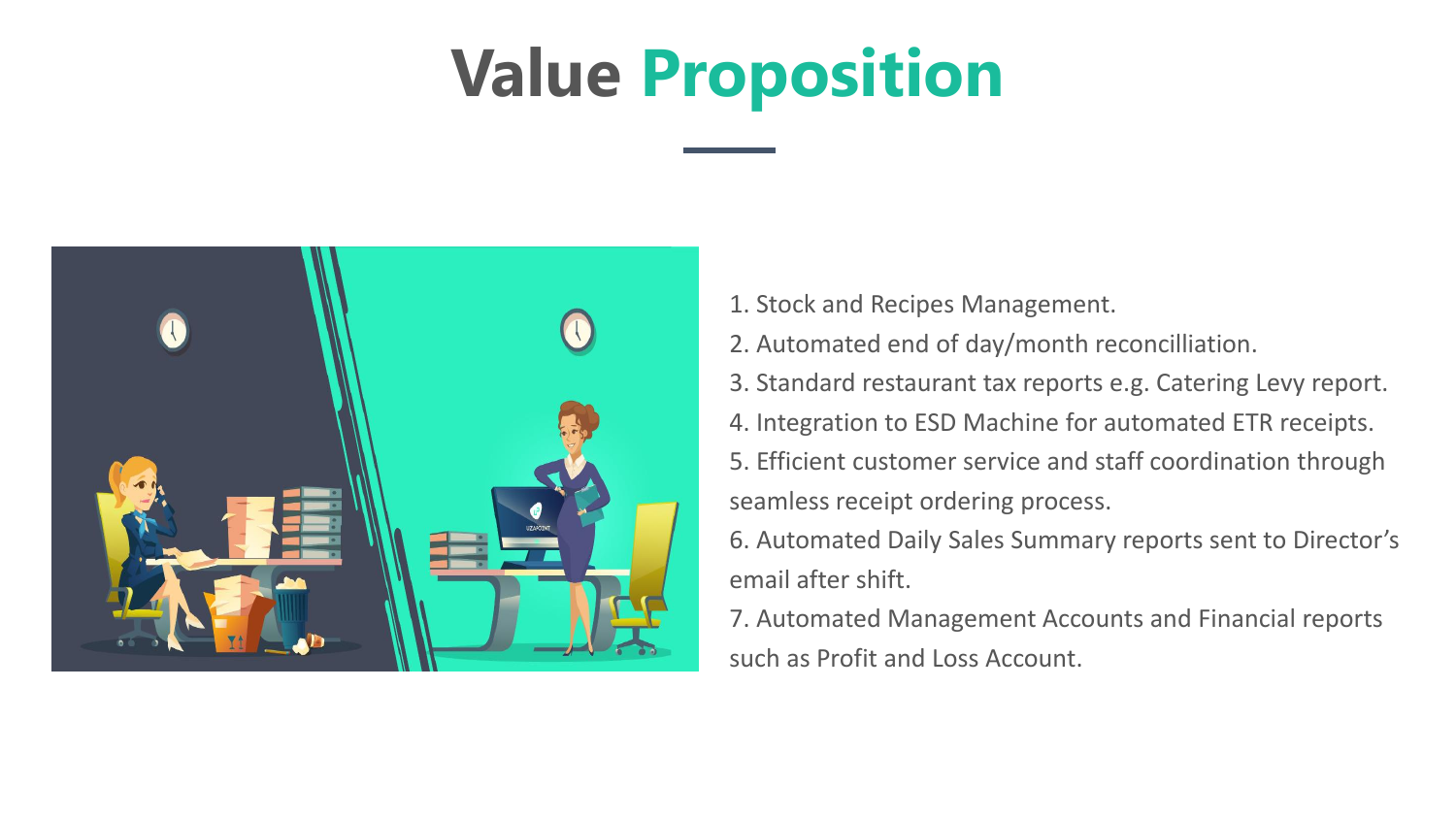# Value Proposition

1. Stock and Recipes Management.
2. Automated end of day/month reconcilliation.
3. Standard restaurant tax reports e.g. Catering Levy report.
4. Integration to ESD Machine for automated ETR receipts.
5. Efficient customer service and staff coordination through seamless receipt ordering process.
6. Automated Daily Sales Summary reports sent to Director's email after shift.
7. Automated Management Accounts and Financial reports such as Profit and Loss Account.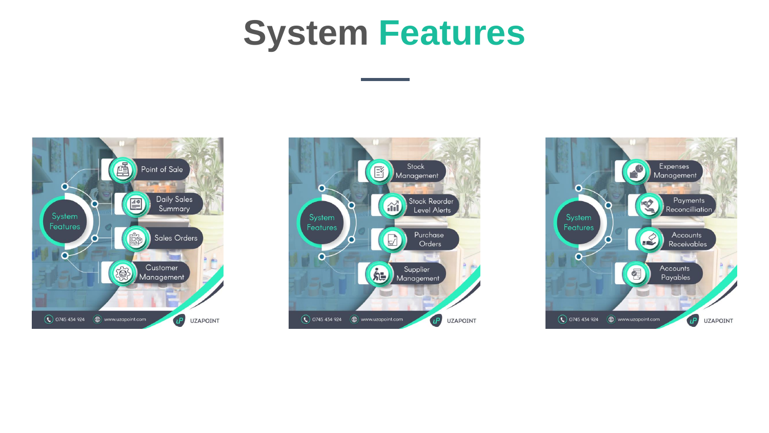# System Features

**System Features**

- Point of Sale
- Daily Sales Summary
- Sales Orders
- Customer Management

0745 434 924 | www.uzapoint.com | UZAPOINT

**System Features**

- Stock Management
- Stock Reorder Level Alerts
- Purchase Orders
- Supplier Management

0745 434 924 | www.uzapoint.com | UZAPOINT

**System Features**

- Expenses Management
- Payments Reconcilliation
- Accounts Receivables
- Accounts Payables

0745 434 924 | www.uzapoint.com | UZAPOINT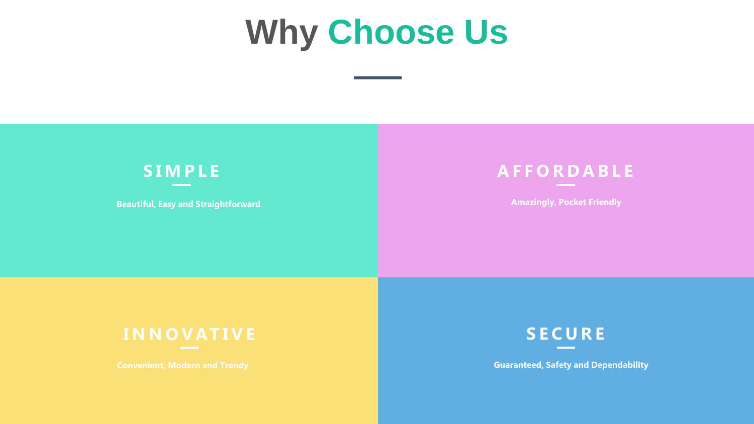# Why Choose Us

## SIMPLE

Beautiful, Easy and Straightforward

## AFFORDABLE

Amazingly, Pocket Friendly

## INNOVATIVE

Convenient, Modern and Trendy

## SECURE

Guaranteed, Safety and Dependability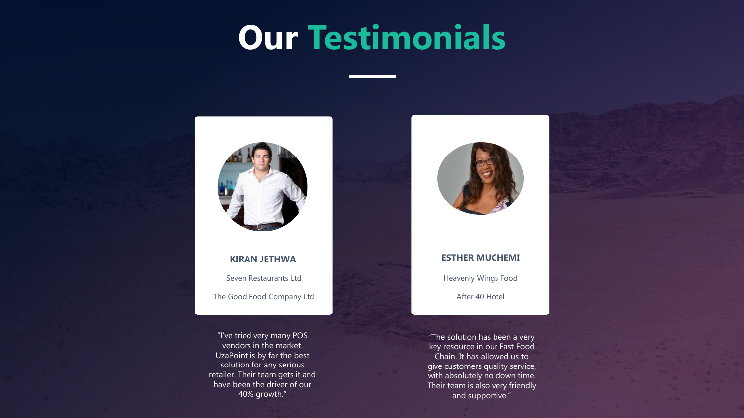# Our Testimonials

**KIRAN JETHWA**

Seven Restaurants Ltd

The Good Food Company Ltd

"I've tried very many POS vendors in the market. UzaPoint is by far the best solution for any serious retailer. Their team gets it and have been the driver of our 40% growth."

**ESTHER MUCHEMI**

Heavenly Wings Food

After 40 Hotel

"The solution has been a very key resource in our Fast Food Chain. It has allowed us to give customers quality service, with absolutely no down time. Their team is also very friendly and supportive."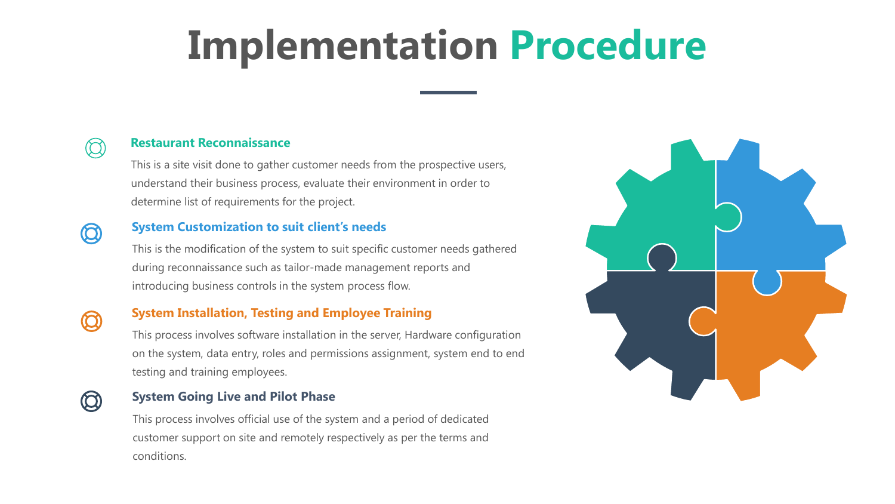# Implementation Procedure

### Restaurant Reconnaissance

This is a site visit done to gather customer needs from the prospective users, understand their business process, evaluate their environment in order to determine list of requirements for the project.

### System Customization to suit client's needs

This is the modification of the system to suit specific customer needs gathered during reconnaissance such as tailor-made management reports and introducing business controls in the system process flow.

### System Installation, Testing and Employee Training

This process involves software installation in the server, Hardware configuration on the system, data entry, roles and permissions assignment, system end to end testing and training employees.

### System Going Live and Pilot Phase

This process involves official use of the system and a period of dedicated customer support on site and remotely respectively as per the terms and conditions.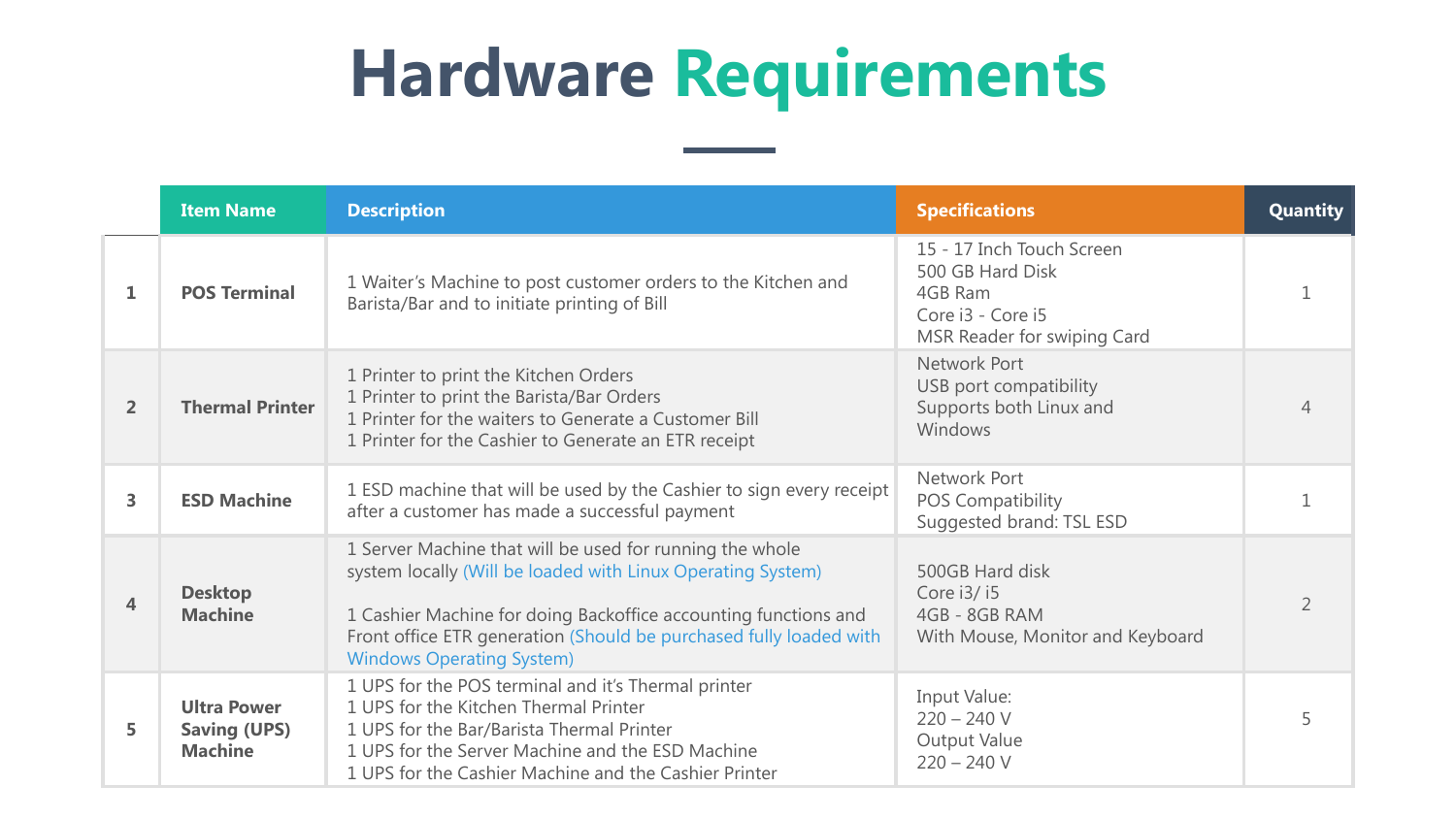# Hardware Requirements

| | Item Name | Description | Specifications | Quantity |
|---|---|---|---|---|
| 1 | **POS Terminal** | 1 Waiter's Machine to post customer orders to the Kitchen and Barista/Bar and to initiate printing of Bill | 15 - 17 Inch Touch Screen<br>500 GB Hard Disk<br>4GB Ram<br>Core i3 - Core i5<br>MSR Reader for swiping Card | 1 |
| 2 | **Thermal Printer** | 1 Printer to print the Kitchen Orders<br>1 Printer to print the Barista/Bar Orders<br>1 Printer for the waiters to Generate a Customer Bill<br>1 Printer for the Cashier to Generate an ETR receipt | Network Port<br>USB port compatibility<br>Supports both Linux and Windows | 4 |
| 3 | **ESD Machine** | 1 ESD machine that will be used by the Cashier to sign every receipt after a customer has made a successful payment | Network Port<br>POS Compatibility<br>Suggested brand: TSL ESD | 1 |
| 4 | **Desktop Machine** | 1 Server Machine that will be used for running the whole system locally (Will be loaded with Linux Operating System)<br><br>1 Cashier Machine for doing Backoffice accounting functions and Front office ETR generation (Should be purchased fully loaded with Windows Operating System) | 500GB Hard disk<br>Core i3/ i5<br>4GB - 8GB RAM<br>With Mouse, Monitor and Keyboard | 2 |
| 5 | **Ultra Power Saving (UPS) Machine** | 1 UPS for the POS terminal and it's Thermal printer<br>1 UPS for the Kitchen Thermal Printer<br>1 UPS for the Bar/Barista Thermal Printer<br>1 UPS for the Server Machine and the ESD Machine<br>1 UPS for the Cashier Machine and the Cashier Printer | Input Value:<br>220 – 240 V<br>Output Value<br>220 – 240 V | 5 |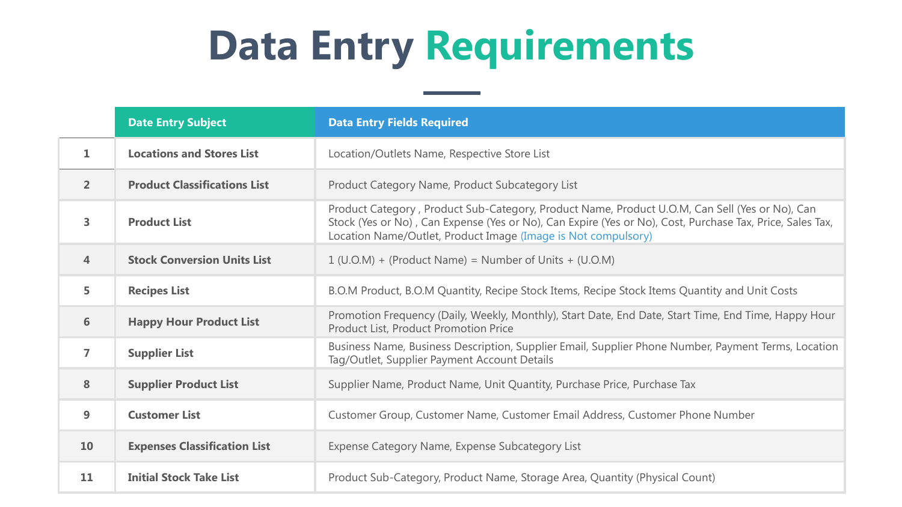# Data Entry Requirements

| | Date Entry Subject | Data Entry Fields Required |
|---|---|---|
| 1 | **Locations and Stores List** | Location/Outlets Name, Respective Store List |
| 2 | **Product Classifications List** | Product Category Name, Product Subcategory List |
| 3 | **Product List** | Product Category , Product Sub-Category, Product Name, Product U.O.M, Can Sell (Yes or No), Can Stock (Yes or No) , Can Expense (Yes or No), Can Expire (Yes or No), Cost, Purchase Tax, Price, Sales Tax, Location Name/Outlet, Product Image (Image is Not compulsory) |
| 4 | **Stock Conversion Units List** | 1 (U.O.M) + (Product Name) = Number of Units + (U.O.M) |
| 5 | **Recipes List** | B.O.M Product, B.O.M Quantity, Recipe Stock Items, Recipe Stock Items Quantity and Unit Costs |
| 6 | **Happy Hour Product List** | Promotion Frequency (Daily, Weekly, Monthly), Start Date, End Date, Start Time, End Time, Happy Hour Product List, Product Promotion Price |
| 7 | **Supplier List** | Business Name, Business Description, Supplier Email, Supplier Phone Number, Payment Terms, Location Tag/Outlet, Supplier Payment Account Details |
| 8 | **Supplier Product List** | Supplier Name, Product Name, Unit Quantity, Purchase Price, Purchase Tax |
| 9 | **Customer List** | Customer Group, Customer Name, Customer Email Address, Customer Phone Number |
| 10 | **Expenses Classification List** | Expense Category Name, Expense Subcategory List |
| 11 | **Initial Stock Take List** | Product Sub-Category, Product Name, Storage Area, Quantity (Physical Count) |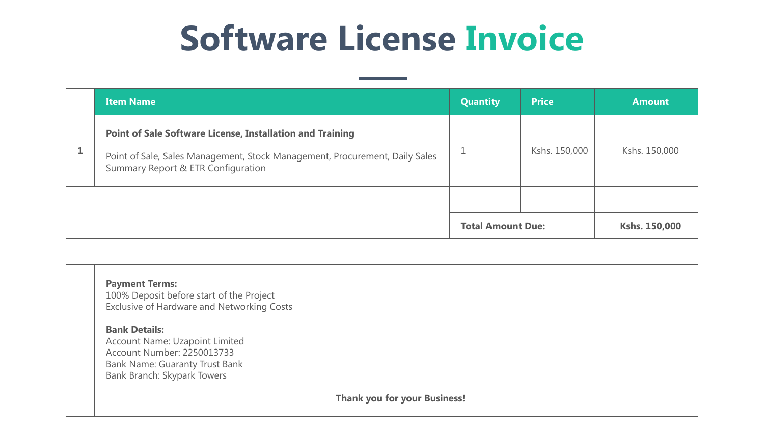# Software License Invoice

| | Item Name | Quantity | Price | Amount |
|---|---|---|---|---|
| 1 | **Point of Sale Software License, Installation and Training**<br><br>Point of Sale, Sales Management, Stock Management, Procurement, Daily Sales Summary Report & ETR Configuration | 1 | Kshs. 150,000 | Kshs. 150,000 |
| | | | | |
| | | **Total Amount Due:** | | **Kshs. 150,000** |

**Payment Terms:**
100% Deposit before start of the Project
Exclusive of Hardware and Networking Costs

**Bank Details:**
Account Name: Uzapoint Limited
Account Number: 2250013733
Bank Name: Guaranty Trust Bank
Bank Branch: Skypark Towers

**Thank you for your Business!**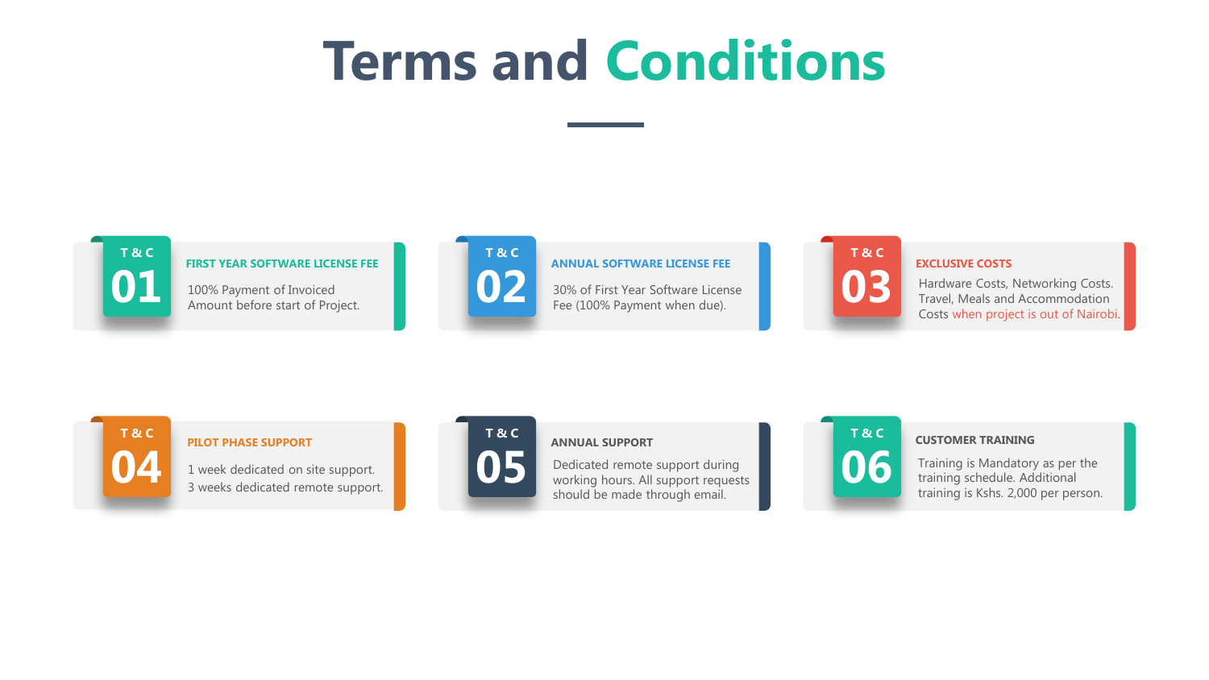# Terms and Conditions

### T & C 01

**FIRST YEAR SOFTWARE LICENSE FEE**

100% Payment of Invoiced Amount before start of Project.

### T & C 02

**ANNUAL SOFTWARE LICENSE FEE**

30% of First Year Software License Fee (100% Payment when due).

### T & C 03

**EXCLUSIVE COSTS**

Hardware Costs, Networking Costs. Travel, Meals and Accommodation Costs when project is out of Nairobi.

### T & C 04

**PILOT PHASE SUPPORT**

1 week dedicated on site support.
3 weeks dedicated remote support.

### T & C 05

**ANNUAL SUPPORT**

Dedicated remote support during working hours. All support requests should be made through email.

### T & C 06

**CUSTOMER TRAINING**

Training is Mandatory as per the training schedule. Additional training is Kshs. 2,000 per person.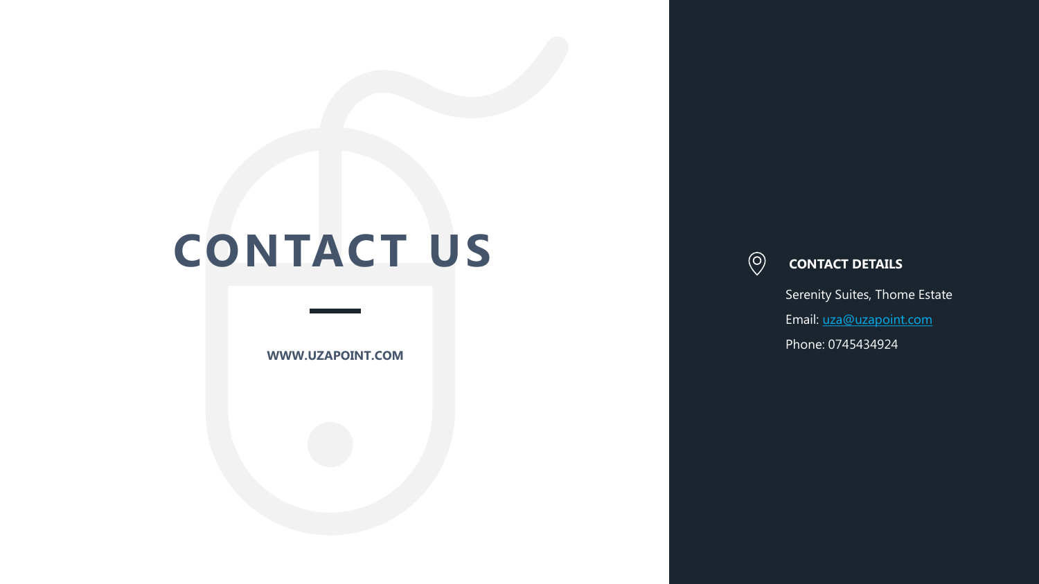# CONTACT US

**WWW.UZAPOINT.COM**

**CONTACT DETAILS**

Serenity Suites, Thome Estate

Email: uza@uzapoint.com

Phone: 0745434924